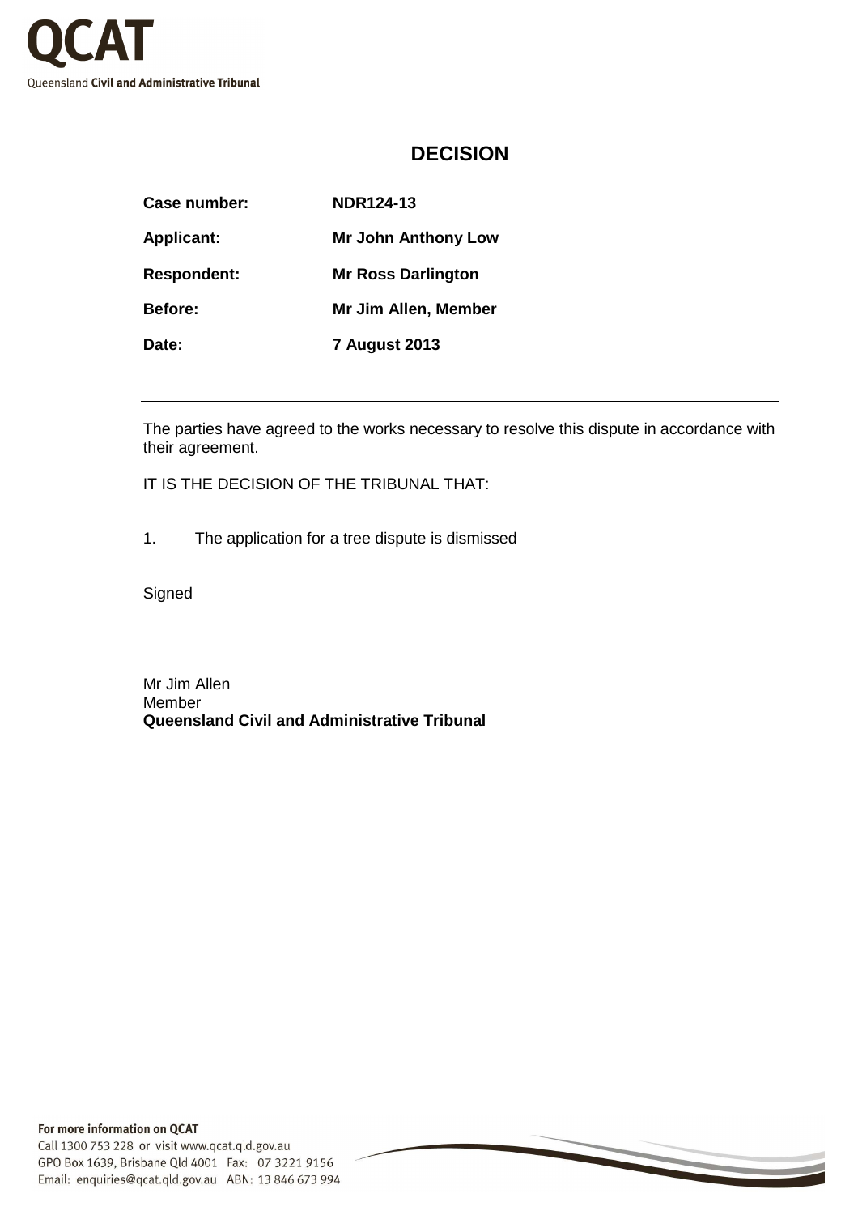# DECISION

| | |
|---|---|
| **Case number:** | **NDR124-13** |
| **Applicant:** | **Mr John Anthony Low** |
| **Respondent:** | **Mr Ross Darlington** |
| **Before:** | **Mr Jim Allen, Member** |
| **Date:** | **7 August 2013** |

---

The parties have agreed to the works necessary to resolve this dispute in accordance with their agreement.

IT IS THE DECISION OF THE TRIBUNAL THAT:

1. The application for a tree dispute is dismissed

Signed

Mr Jim Allen  
Member  
**Queensland Civil and Administrative Tribunal**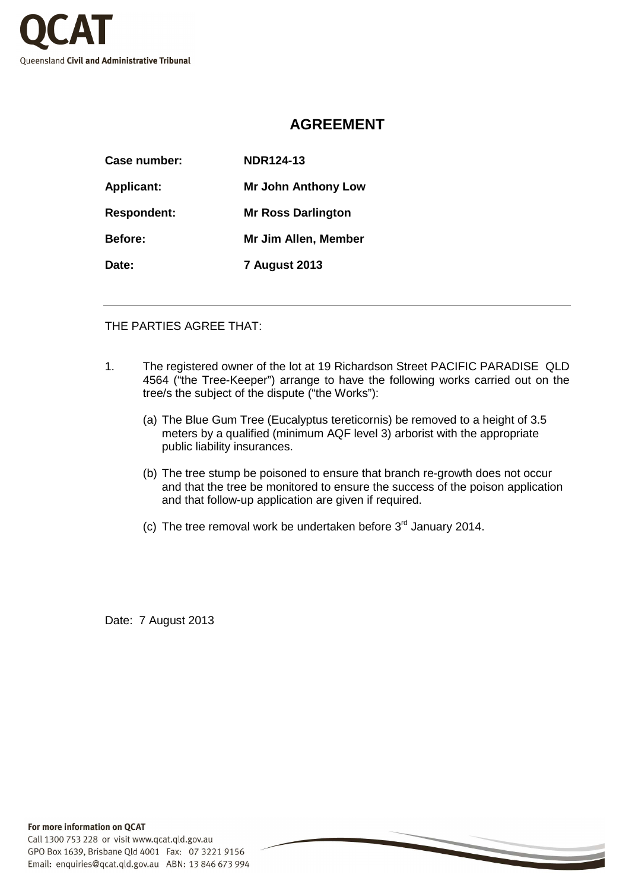# AGREEMENT

| | |
|---|---|
| **Case number:** | **NDR124-13** |
| **Applicant:** | **Mr John Anthony Low** |
| **Respondent:** | **Mr Ross Darlington** |
| **Before:** | **Mr Jim Allen, Member** |
| **Date:** | **7 August 2013** |

---

THE PARTIES AGREE THAT:

1. The registered owner of the lot at 19 Richardson Street PACIFIC PARADISE QLD 4564 ("the Tree-Keeper") arrange to have the following works carried out on the tree/s the subject of the dispute ("the Works"):

   (a) The Blue Gum Tree (Eucalyptus tereticornis) be removed to a height of 3.5 meters by a qualified (minimum AQF level 3) arborist with the appropriate public liability insurances.

   (b) The tree stump be poisoned to ensure that branch re-growth does not occur and that the tree be monitored to ensure the success of the poison application and that follow-up application are given if required.

   (c) The tree removal work be undertaken before 3rd January 2014.

Date: 7 August 2013